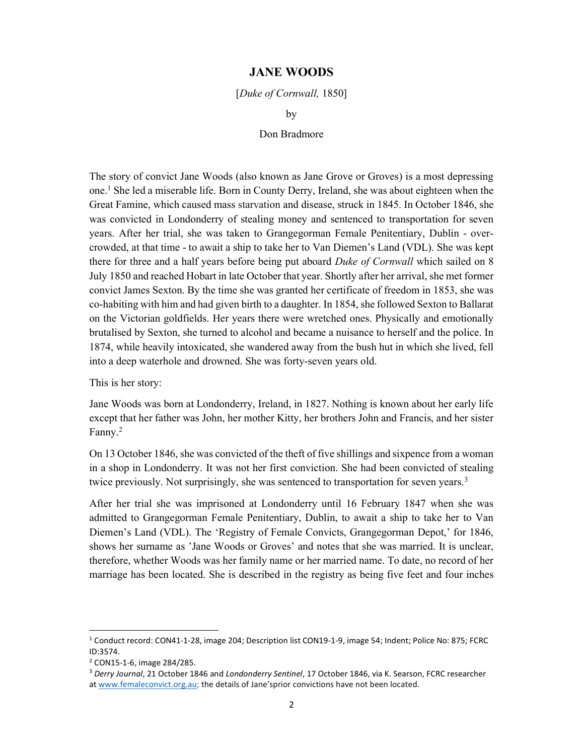# JANE WOODS

[*Duke of Cornwall,* 1850]

by

Don Bradmore

The story of convict Jane Woods (also known as Jane Grove or Groves) is a most depressing one.[1] She led a miserable life. Born in County Derry, Ireland, she was about eighteen when the Great Famine, which caused mass starvation and disease, struck in 1845. In October 1846, she was convicted in Londonderry of stealing money and sentenced to transportation for seven years. After her trial, she was taken to Grangegorman Female Penitentiary, Dublin - over-crowded, at that time - to await a ship to take her to Van Diemen's Land (VDL). She was kept there for three and a half years before being put aboard *Duke of Cornwall* which sailed on 8 July 1850 and reached Hobart in late October that year. Shortly after her arrival, she met former convict James Sexton. By the time she was granted her certificate of freedom in 1853, she was co-habiting with him and had given birth to a daughter. In 1854, she followed Sexton to Ballarat on the Victorian goldfields. Her years there were wretched ones. Physically and emotionally brutalised by Sexton, she turned to alcohol and became a nuisance to herself and the police. In 1874, while heavily intoxicated, she wandered away from the bush hut in which she lived, fell into a deep waterhole and drowned. She was forty-seven years old.

This is her story:

Jane Woods was born at Londonderry, Ireland, in 1827. Nothing is known about her early life except that her father was John, her mother Kitty, her brothers John and Francis, and her sister Fanny.[2]

On 13 October 1846, she was convicted of the theft of five shillings and sixpence from a woman in a shop in Londonderry. It was not her first conviction. She had been convicted of stealing twice previously. Not surprisingly, she was sentenced to transportation for seven years.[3]

After her trial she was imprisoned at Londonderry until 16 February 1847 when she was admitted to Grangegorman Female Penitentiary, Dublin, to await a ship to take her to Van Diemen's Land (VDL). The 'Registry of Female Convicts, Grangegorman Depot,' for 1846, shows her surname as 'Jane Woods or Groves' and notes that she was married. It is unclear, therefore, whether Woods was her family name or her married name. To date, no record of her marriage has been located. She is described in the registry as being five feet and four inches

---

[1] Conduct record: CON41-1-28, image 204; Description list CON19-1-9, image 54; Indent; Police No: 875; FCRC ID:3574.

[2] CON15-1-6, image 284/285.

[3] *Derry Journal*, 21 October 1846 and *Londonderry Sentinel*, 17 October 1846, via K. Searson, FCRC researcher at www.femaleconvict.org.au; the details of Jane'sprior convictions have not been located.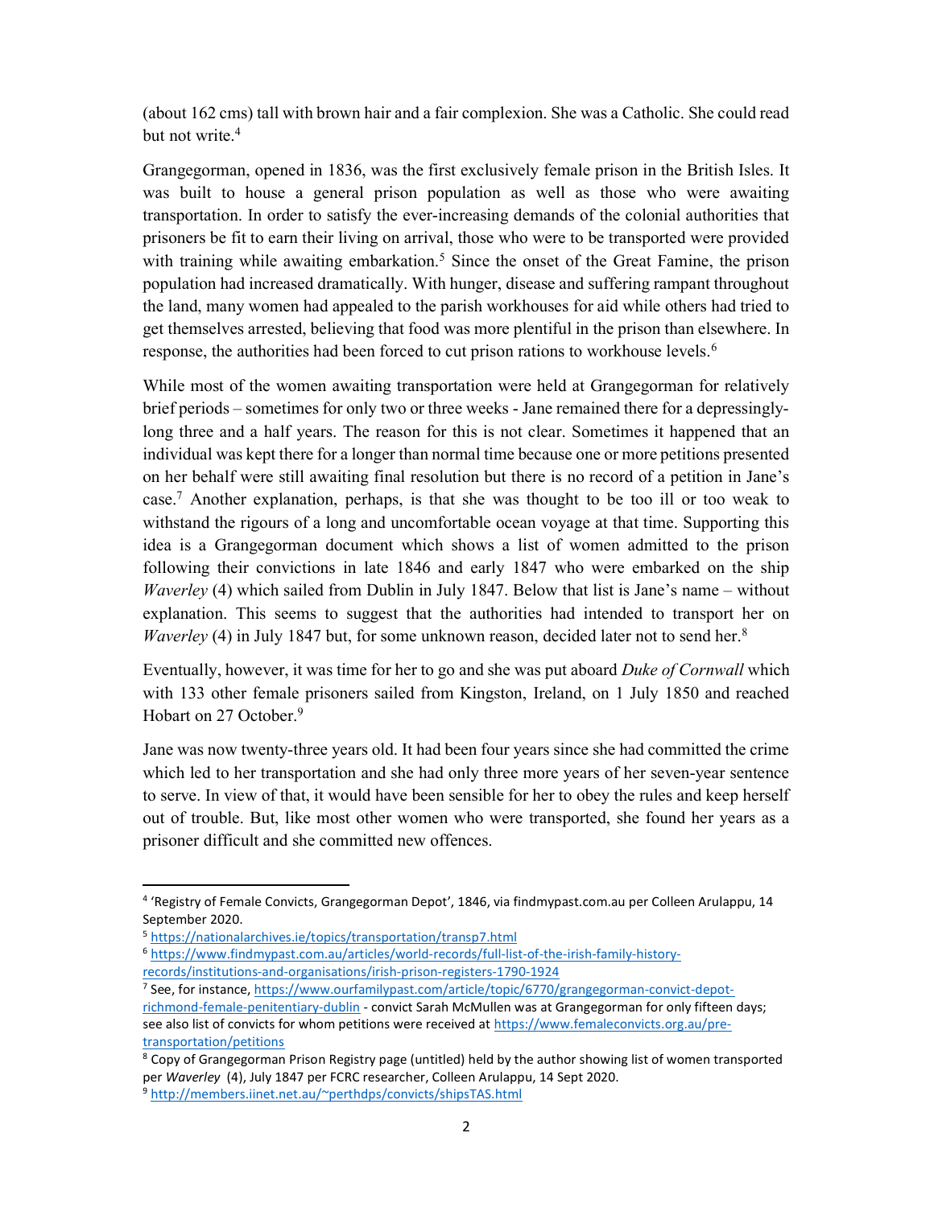(about 162 cms) tall with brown hair and a fair complexion. She was a Catholic. She could read but not write.[4]

Grangegorman, opened in 1836, was the first exclusively female prison in the British Isles. It was built to house a general prison population as well as those who were awaiting transportation. In order to satisfy the ever-increasing demands of the colonial authorities that prisoners be fit to earn their living on arrival, those who were to be transported were provided with training while awaiting embarkation.[5] Since the onset of the Great Famine, the prison population had increased dramatically. With hunger, disease and suffering rampant throughout the land, many women had appealed to the parish workhouses for aid while others had tried to get themselves arrested, believing that food was more plentiful in the prison than elsewhere. In response, the authorities had been forced to cut prison rations to workhouse levels.[6]

While most of the women awaiting transportation were held at Grangegorman for relatively brief periods – sometimes for only two or three weeks - Jane remained there for a depressingly-long three and a half years. The reason for this is not clear. Sometimes it happened that an individual was kept there for a longer than normal time because one or more petitions presented on her behalf were still awaiting final resolution but there is no record of a petition in Jane's case.[7] Another explanation, perhaps, is that she was thought to be too ill or too weak to withstand the rigours of a long and uncomfortable ocean voyage at that time. Supporting this idea is a Grangegorman document which shows a list of women admitted to the prison following their convictions in late 1846 and early 1847 who were embarked on the ship *Waverley* (4) which sailed from Dublin in July 1847. Below that list is Jane's name – without explanation. This seems to suggest that the authorities had intended to transport her on *Waverley* (4) in July 1847 but, for some unknown reason, decided later not to send her.[8]

Eventually, however, it was time for her to go and she was put aboard *Duke of Cornwall* which with 133 other female prisoners sailed from Kingston, Ireland, on 1 July 1850 and reached Hobart on 27 October.[9]

Jane was now twenty-three years old. It had been four years since she had committed the crime which led to her transportation and she had only three more years of her seven-year sentence to serve. In view of that, it would have been sensible for her to obey the rules and keep herself out of trouble. But, like most other women who were transported, she found her years as a prisoner difficult and she committed new offences.

---

[4] 'Registry of Female Convicts, Grangegorman Depot', 1846, via findmypast.com.au per Colleen Arulappu, 14 September 2020.

[5] https://nationalarchives.ie/topics/transportation/transp7.html

[6] https://www.findmypast.com.au/articles/world-records/full-list-of-the-irish-family-history-records/institutions-and-organisations/irish-prison-registers-1790-1924

[7] See, for instance, https://www.ourfamilypast.com/article/topic/6770/grangegorman-convict-depot-richmond-female-penitentiary-dublin - convict Sarah McMullen was at Grangegorman for only fifteen days; see also list of convicts for whom petitions were received at https://www.femaleconvicts.org.au/pre-transportation/petitions

[8] Copy of Grangegorman Prison Registry page (untitled) held by the author showing list of women transported per *Waverley* (4), July 1847 per FCRC researcher, Colleen Arulappu, 14 Sept 2020.

[9] http://members.iinet.net.au/~perthdps/convicts/shipsTAS.html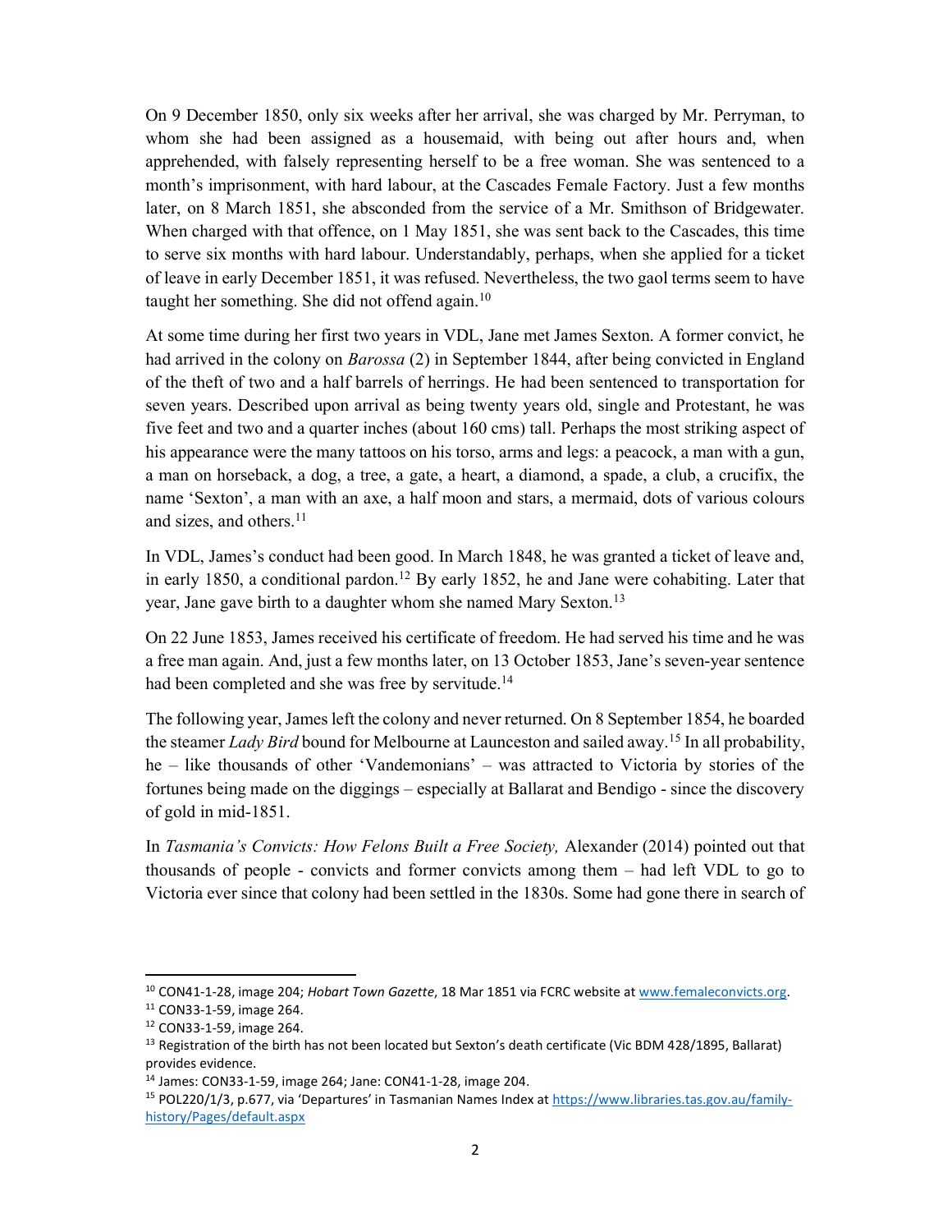On 9 December 1850, only six weeks after her arrival, she was charged by Mr. Perryman, to whom she had been assigned as a housemaid, with being out after hours and, when apprehended, with falsely representing herself to be a free woman. She was sentenced to a month's imprisonment, with hard labour, at the Cascades Female Factory. Just a few months later, on 8 March 1851, she absconded from the service of a Mr. Smithson of Bridgewater. When charged with that offence, on 1 May 1851, she was sent back to the Cascades, this time to serve six months with hard labour. Understandably, perhaps, when she applied for a ticket of leave in early December 1851, it was refused. Nevertheless, the two gaol terms seem to have taught her something. She did not offend again.[10]

At some time during her first two years in VDL, Jane met James Sexton. A former convict, he had arrived in the colony on *Barossa* (2) in September 1844, after being convicted in England of the theft of two and a half barrels of herrings. He had been sentenced to transportation for seven years. Described upon arrival as being twenty years old, single and Protestant, he was five feet and two and a quarter inches (about 160 cms) tall. Perhaps the most striking aspect of his appearance were the many tattoos on his torso, arms and legs: a peacock, a man with a gun, a man on horseback, a dog, a tree, a gate, a heart, a diamond, a spade, a club, a crucifix, the name 'Sexton', a man with an axe, a half moon and stars, a mermaid, dots of various colours and sizes, and others.[11]

In VDL, James's conduct had been good. In March 1848, he was granted a ticket of leave and, in early 1850, a conditional pardon.[12] By early 1852, he and Jane were cohabiting. Later that year, Jane gave birth to a daughter whom she named Mary Sexton.[13]

On 22 June 1853, James received his certificate of freedom. He had served his time and he was a free man again. And, just a few months later, on 13 October 1853, Jane's seven-year sentence had been completed and she was free by servitude.[14]

The following year, James left the colony and never returned. On 8 September 1854, he boarded the steamer *Lady Bird* bound for Melbourne at Launceston and sailed away.[15] In all probability, he – like thousands of other 'Vandemonians' – was attracted to Victoria by stories of the fortunes being made on the diggings – especially at Ballarat and Bendigo - since the discovery of gold in mid-1851.

In *Tasmania's Convicts: How Felons Built a Free Society,* Alexander (2014) pointed out that thousands of people - convicts and former convicts among them – had left VDL to go to Victoria ever since that colony had been settled in the 1830s. Some had gone there in search of

---

[10] CON41-1-28, image 204; *Hobart Town Gazette*, 18 Mar 1851 via FCRC website at www.femaleconvicts.org.
[11] CON33-1-59, image 264.
[12] CON33-1-59, image 264.
[13] Registration of the birth has not been located but Sexton's death certificate (Vic BDM 428/1895, Ballarat) provides evidence.
[14] James: CON33-1-59, image 264; Jane: CON41-1-28, image 204.
[15] POL220/1/3, p.677, via 'Departures' in Tasmanian Names Index at https://www.libraries.tas.gov.au/family-history/Pages/default.aspx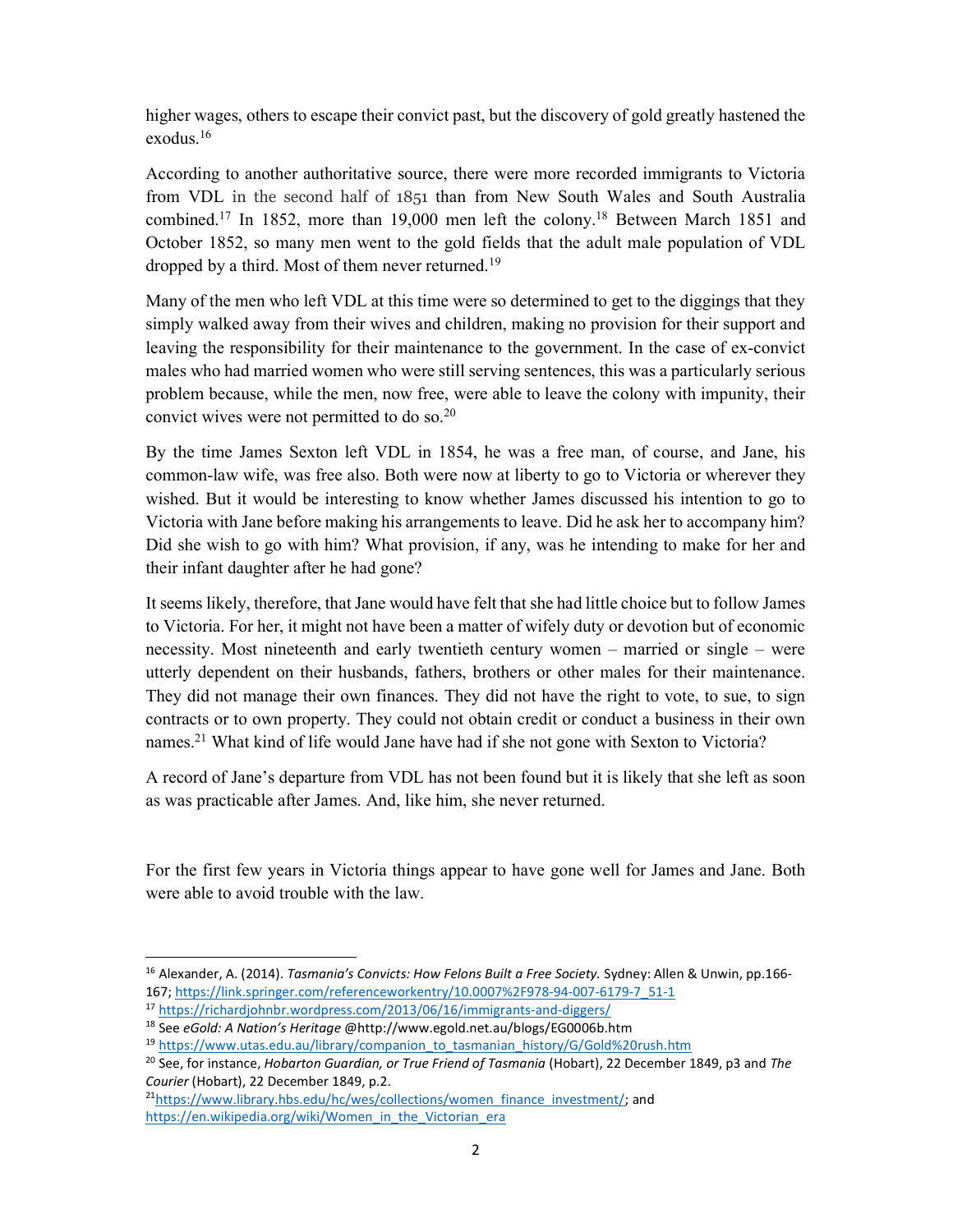higher wages, others to escape their convict past, but the discovery of gold greatly hastened the exodus.[16]

According to another authoritative source, there were more recorded immigrants to Victoria from VDL in the second half of 1851 than from New South Wales and South Australia combined.[17] In 1852, more than 19,000 men left the colony.[18] Between March 1851 and October 1852, so many men went to the gold fields that the adult male population of VDL dropped by a third. Most of them never returned.[19]

Many of the men who left VDL at this time were so determined to get to the diggings that they simply walked away from their wives and children, making no provision for their support and leaving the responsibility for their maintenance to the government. In the case of ex-convict males who had married women who were still serving sentences, this was a particularly serious problem because, while the men, now free, were able to leave the colony with impunity, their convict wives were not permitted to do so.[20]

By the time James Sexton left VDL in 1854, he was a free man, of course, and Jane, his common-law wife, was free also. Both were now at liberty to go to Victoria or wherever they wished. But it would be interesting to know whether James discussed his intention to go to Victoria with Jane before making his arrangements to leave. Did he ask her to accompany him? Did she wish to go with him? What provision, if any, was he intending to make for her and their infant daughter after he had gone?

It seems likely, therefore, that Jane would have felt that she had little choice but to follow James to Victoria. For her, it might not have been a matter of wifely duty or devotion but of economic necessity. Most nineteenth and early twentieth century women – married or single – were utterly dependent on their husbands, fathers, brothers or other males for their maintenance. They did not manage their own finances. They did not have the right to vote, to sue, to sign contracts or to own property. They could not obtain credit or conduct a business in their own names.[21] What kind of life would Jane have had if she not gone with Sexton to Victoria?

A record of Jane's departure from VDL has not been found but it is likely that she left as soon as was practicable after James. And, like him, she never returned.

For the first few years in Victoria things appear to have gone well for James and Jane. Both were able to avoid trouble with the law.

---

[16] Alexander, A. (2014). *Tasmania's Convicts: How Felons Built a Free Society.* Sydney: Allen & Unwin, pp.166-167; https://link.springer.com/referenceworkentry/10.0007%2F978-94-007-6179-7_51-1

[17] https://richardjohnbr.wordpress.com/2013/06/16/immigrants-and-diggers/

[18] See *eGold: A Nation's Heritage* @http://www.egold.net.au/blogs/EG0006b.htm

[19] https://www.utas.edu.au/library/companion_to_tasmanian_history/G/Gold%20rush.htm

[20] See, for instance, *Hobarton Guardian, or True Friend of Tasmania* (Hobart), 22 December 1849, p3 and *The Courier* (Hobart), 22 December 1849, p.2.

[21] https://www.library.hbs.edu/hc/wes/collections/women_finance_investment/; and https://en.wikipedia.org/wiki/Women_in_the_Victorian_era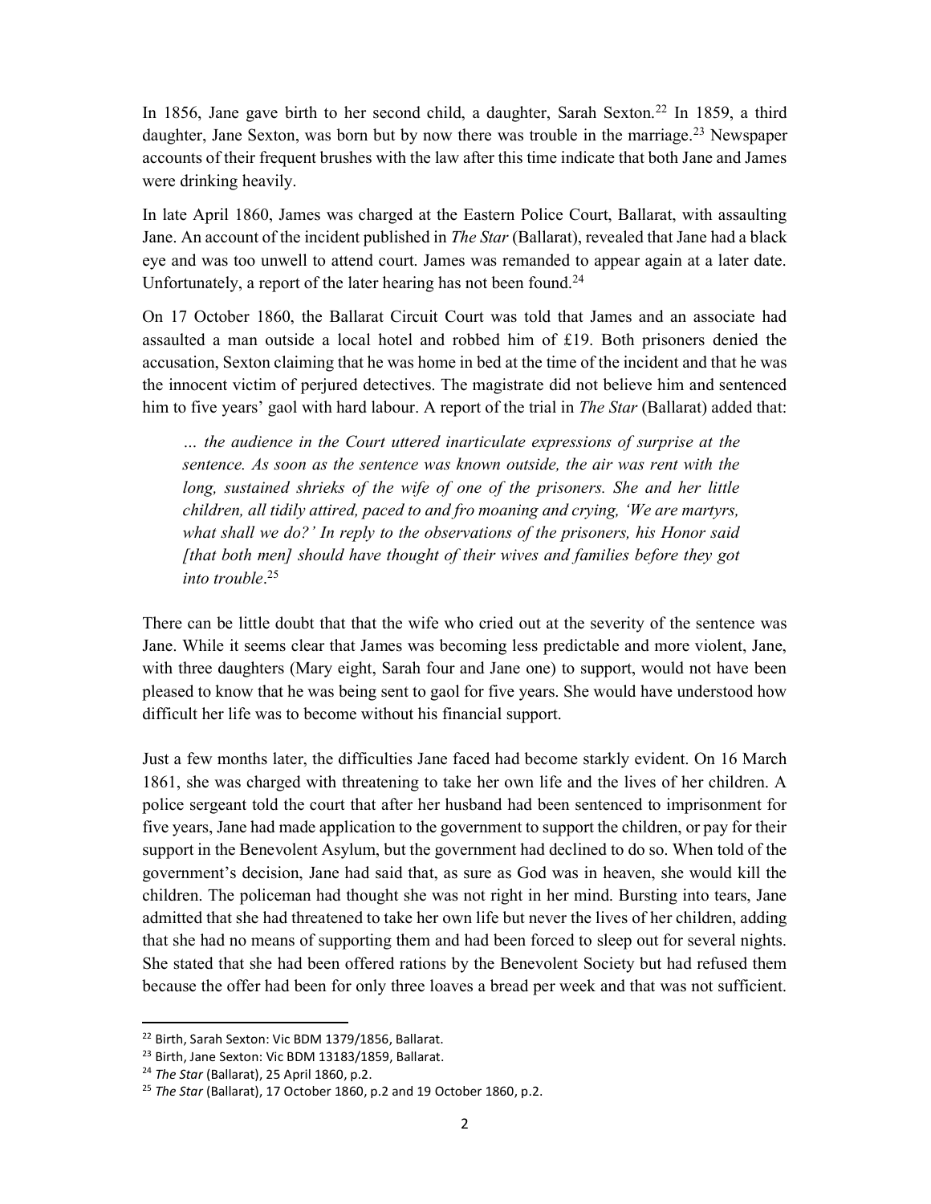In 1856, Jane gave birth to her second child, a daughter, Sarah Sexton.[22] In 1859, a third daughter, Jane Sexton, was born but by now there was trouble in the marriage.[23] Newspaper accounts of their frequent brushes with the law after this time indicate that both Jane and James were drinking heavily.

In late April 1860, James was charged at the Eastern Police Court, Ballarat, with assaulting Jane. An account of the incident published in *The Star* (Ballarat), revealed that Jane had a black eye and was too unwell to attend court. James was remanded to appear again at a later date. Unfortunately, a report of the later hearing has not been found.[24]

On 17 October 1860, the Ballarat Circuit Court was told that James and an associate had assaulted a man outside a local hotel and robbed him of £19. Both prisoners denied the accusation, Sexton claiming that he was home in bed at the time of the incident and that he was the innocent victim of perjured detectives. The magistrate did not believe him and sentenced him to five years' gaol with hard labour. A report of the trial in *The Star* (Ballarat) added that:

> *… the audience in the Court uttered inarticulate expressions of surprise at the sentence. As soon as the sentence was known outside, the air was rent with the long, sustained shrieks of the wife of one of the prisoners. She and her little children, all tidily attired, paced to and fro moaning and crying, 'We are martyrs, what shall we do?' In reply to the observations of the prisoners, his Honor said [that both men] should have thought of their wives and families before they got into trouble*.[25]

There can be little doubt that that the wife who cried out at the severity of the sentence was Jane. While it seems clear that James was becoming less predictable and more violent, Jane, with three daughters (Mary eight, Sarah four and Jane one) to support, would not have been pleased to know that he was being sent to gaol for five years. She would have understood how difficult her life was to become without his financial support.

Just a few months later, the difficulties Jane faced had become starkly evident. On 16 March 1861, she was charged with threatening to take her own life and the lives of her children. A police sergeant told the court that after her husband had been sentenced to imprisonment for five years, Jane had made application to the government to support the children, or pay for their support in the Benevolent Asylum, but the government had declined to do so. When told of the government's decision, Jane had said that, as sure as God was in heaven, she would kill the children. The policeman had thought she was not right in her mind. Bursting into tears, Jane admitted that she had threatened to take her own life but never the lives of her children, adding that she had no means of supporting them and had been forced to sleep out for several nights. She stated that she had been offered rations by the Benevolent Society but had refused them because the offer had been for only three loaves a bread per week and that was not sufficient.

---

[22] Birth, Sarah Sexton: Vic BDM 1379/1856, Ballarat.

[23] Birth, Jane Sexton: Vic BDM 13183/1859, Ballarat.

[24] *The Star* (Ballarat), 25 April 1860, p.2.

[25] *The Star* (Ballarat), 17 October 1860, p.2 and 19 October 1860, p.2.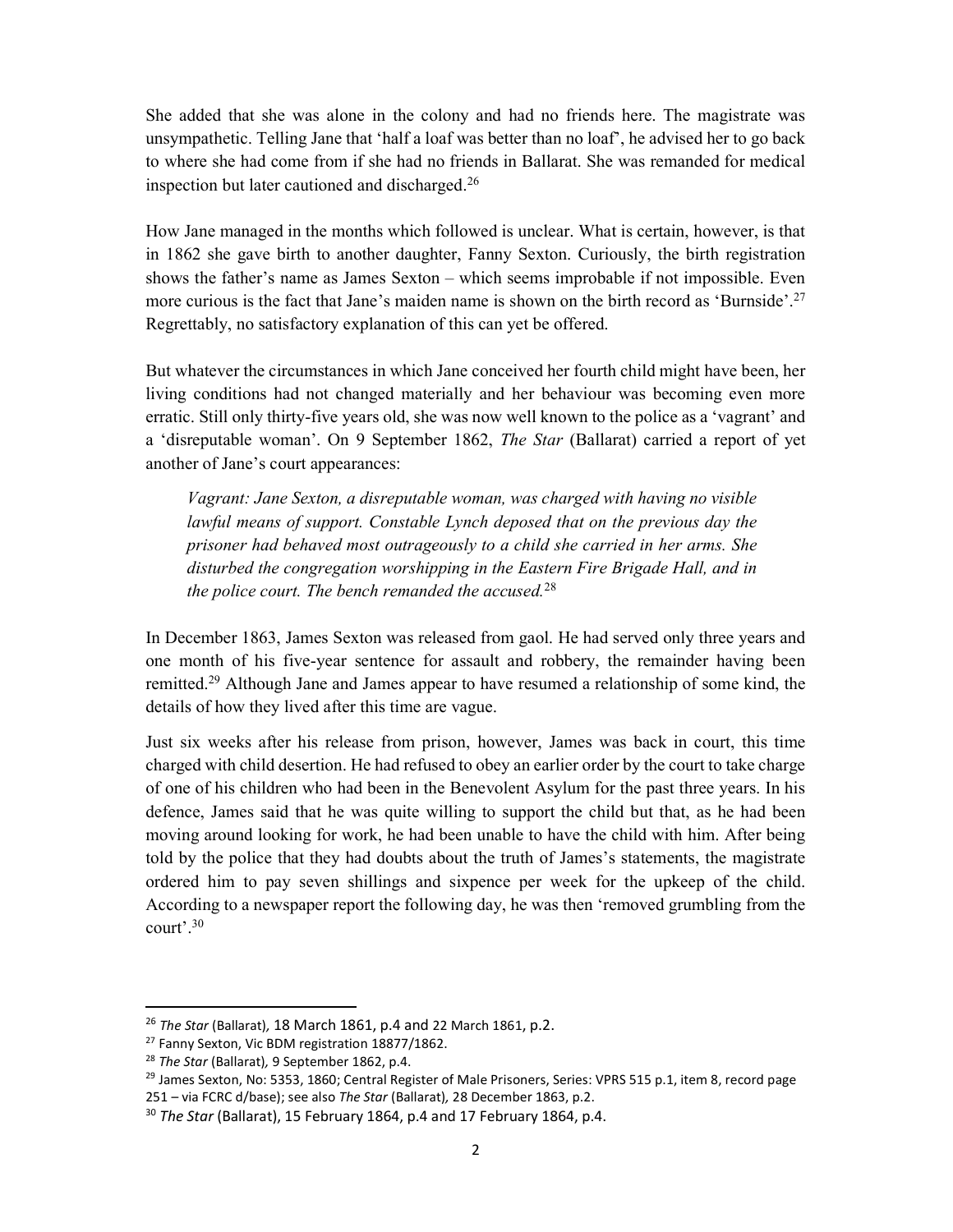She added that she was alone in the colony and had no friends here. The magistrate was unsympathetic. Telling Jane that 'half a loaf was better than no loaf', he advised her to go back to where she had come from if she had no friends in Ballarat. She was remanded for medical inspection but later cautioned and discharged.[26]

How Jane managed in the months which followed is unclear. What is certain, however, is that in 1862 she gave birth to another daughter, Fanny Sexton. Curiously, the birth registration shows the father's name as James Sexton – which seems improbable if not impossible. Even more curious is the fact that Jane's maiden name is shown on the birth record as 'Burnside'.[27] Regrettably, no satisfactory explanation of this can yet be offered.

But whatever the circumstances in which Jane conceived her fourth child might have been, her living conditions had not changed materially and her behaviour was becoming even more erratic. Still only thirty-five years old, she was now well known to the police as a 'vagrant' and a 'disreputable woman'. On 9 September 1862, *The Star* (Ballarat) carried a report of yet another of Jane's court appearances:

> *Vagrant: Jane Sexton, a disreputable woman, was charged with having no visible lawful means of support. Constable Lynch deposed that on the previous day the prisoner had behaved most outrageously to a child she carried in her arms. She disturbed the congregation worshipping in the Eastern Fire Brigade Hall, and in the police court. The bench remanded the accused.*[28]

In December 1863, James Sexton was released from gaol. He had served only three years and one month of his five-year sentence for assault and robbery, the remainder having been remitted.[29] Although Jane and James appear to have resumed a relationship of some kind, the details of how they lived after this time are vague.

Just six weeks after his release from prison, however, James was back in court, this time charged with child desertion. He had refused to obey an earlier order by the court to take charge of one of his children who had been in the Benevolent Asylum for the past three years. In his defence, James said that he was quite willing to support the child but that, as he had been moving around looking for work, he had been unable to have the child with him. After being told by the police that they had doubts about the truth of James's statements, the magistrate ordered him to pay seven shillings and sixpence per week for the upkeep of the child. According to a newspaper report the following day, he was then 'removed grumbling from the court'.[30]

---

[26] *The Star* (Ballarat), 18 March 1861, p.4 and 22 March 1861, p.2.

[27] Fanny Sexton, Vic BDM registration 18877/1862.

[28] *The Star* (Ballarat), 9 September 1862, p.4.

[29] James Sexton, No: 5353, 1860; Central Register of Male Prisoners, Series: VPRS 515 p.1, item 8, record page 251 – via FCRC d/base); see also *The Star* (Ballarat), 28 December 1863, p.2.

[30] *The Star* (Ballarat), 15 February 1864, p.4 and 17 February 1864, p.4.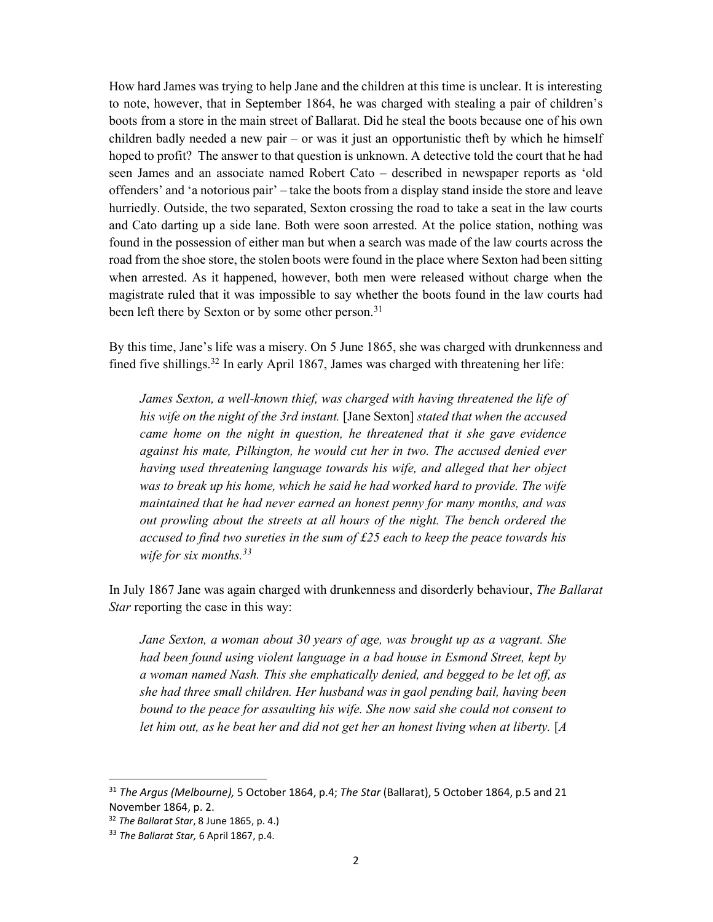How hard James was trying to help Jane and the children at this time is unclear. It is interesting to note, however, that in September 1864, he was charged with stealing a pair of children's boots from a store in the main street of Ballarat. Did he steal the boots because one of his own children badly needed a new pair – or was it just an opportunistic theft by which he himself hoped to profit? The answer to that question is unknown. A detective told the court that he had seen James and an associate named Robert Cato – described in newspaper reports as 'old offenders' and 'a notorious pair' – take the boots from a display stand inside the store and leave hurriedly. Outside, the two separated, Sexton crossing the road to take a seat in the law courts and Cato darting up a side lane. Both were soon arrested. At the police station, nothing was found in the possession of either man but when a search was made of the law courts across the road from the shoe store, the stolen boots were found in the place where Sexton had been sitting when arrested. As it happened, however, both men were released without charge when the magistrate ruled that it was impossible to say whether the boots found in the law courts had been left there by Sexton or by some other person.[31]

By this time, Jane's life was a misery. On 5 June 1865, she was charged with drunkenness and fined five shillings.[32] In early April 1867, James was charged with threatening her life:

> *James Sexton, a well-known thief, was charged with having threatened the life of his wife on the night of the 3rd instant.* [Jane Sexton] *stated that when the accused came home on the night in question, he threatened that it she gave evidence against his mate, Pilkington, he would cut her in two. The accused denied ever having used threatening language towards his wife, and alleged that her object was to break up his home, which he said he had worked hard to provide. The wife maintained that he had never earned an honest penny for many months, and was out prowling about the streets at all hours of the night. The bench ordered the accused to find two sureties in the sum of £25 each to keep the peace towards his wife for six months.[33]*

In July 1867 Jane was again charged with drunkenness and disorderly behaviour, *The Ballarat Star* reporting the case in this way:

> *Jane Sexton, a woman about 30 years of age, was brought up as a vagrant. She had been found using violent language in a bad house in Esmond Street, kept by a woman named Nash. This she emphatically denied, and begged to be let off, as she had three small children. Her husband was in gaol pending bail, having been bound to the peace for assaulting his wife. She now said she could not consent to let him out, as he beat her and did not get her an honest living when at liberty.* [*A*

---

[31] *The Argus (Melbourne),* 5 October 1864, p.4; *The Star* (Ballarat), 5 October 1864, p.5 and 21 November 1864, p. 2.

[32] *The Ballarat Star*, 8 June 1865, p. 4.)

[33] *The Ballarat Star,* 6 April 1867, p.4.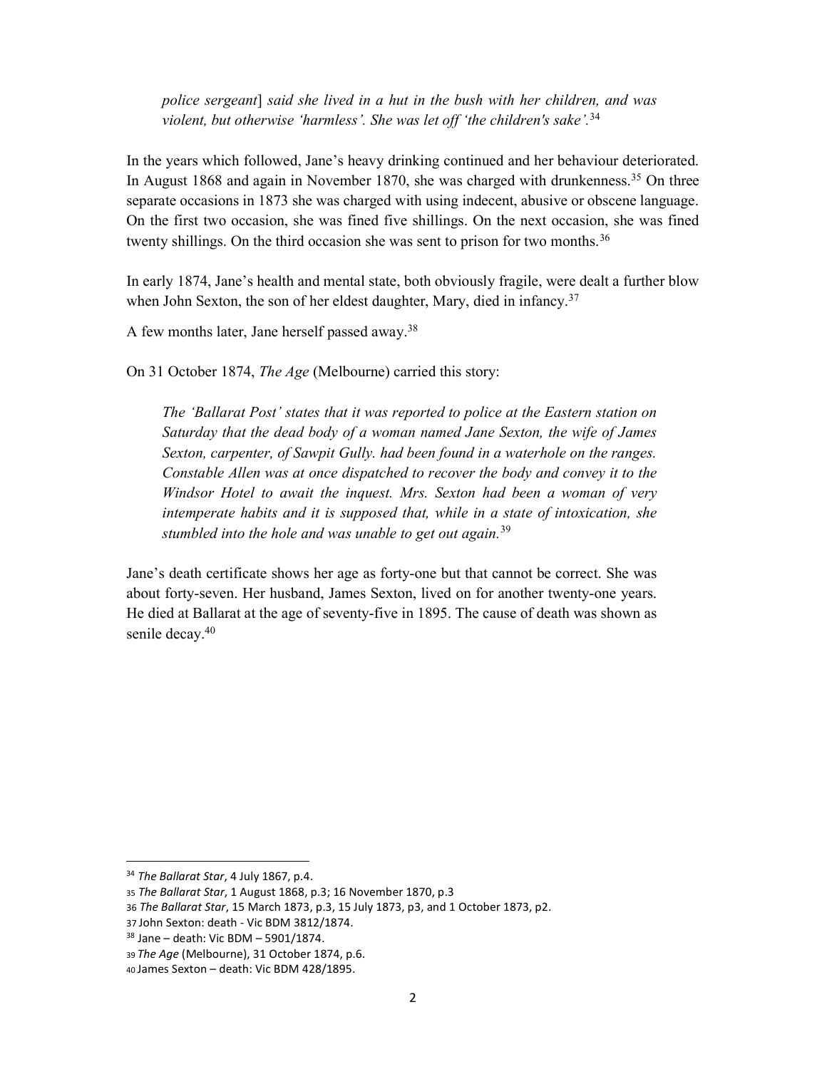*police sergeant*] *said she lived in a hut in the bush with her children, and was violent, but otherwise 'harmless'. She was let off 'the children's sake'.*[34]

In the years which followed, Jane's heavy drinking continued and her behaviour deteriorated. In August 1868 and again in November 1870, she was charged with drunkenness.[35] On three separate occasions in 1873 she was charged with using indecent, abusive or obscene language. On the first two occasion, she was fined five shillings. On the next occasion, she was fined twenty shillings. On the third occasion she was sent to prison for two months.[36]

In early 1874, Jane's health and mental state, both obviously fragile, were dealt a further blow when John Sexton, the son of her eldest daughter, Mary, died in infancy.[37]

A few months later, Jane herself passed away.[38]

On 31 October 1874, *The Age* (Melbourne) carried this story:

> *The 'Ballarat Post' states that it was reported to police at the Eastern station on Saturday that the dead body of a woman named Jane Sexton, the wife of James Sexton, carpenter, of Sawpit Gully. had been found in a waterhole on the ranges. Constable Allen was at once dispatched to recover the body and convey it to the Windsor Hotel to await the inquest. Mrs. Sexton had been a woman of very intemperate habits and it is supposed that, while in a state of intoxication, she stumbled into the hole and was unable to get out again.*[39]

Jane's death certificate shows her age as forty-one but that cannot be correct. She was about forty-seven. Her husband, James Sexton, lived on for another twenty-one years. He died at Ballarat at the age of seventy-five in 1895. The cause of death was shown as senile decay.[40]

---

[34] *The Ballarat Star*, 4 July 1867, p.4.

[35] *The Ballarat Star*, 1 August 1868, p.3; 16 November 1870, p.3

[36] *The Ballarat Star*, 15 March 1873, p.3, 15 July 1873, p3, and 1 October 1873, p2.

[37] John Sexton: death - Vic BDM 3812/1874.

[38] Jane – death: Vic BDM – 5901/1874.

[39] *The Age* (Melbourne), 31 October 1874, p.6.

[40] James Sexton – death: Vic BDM 428/1895.